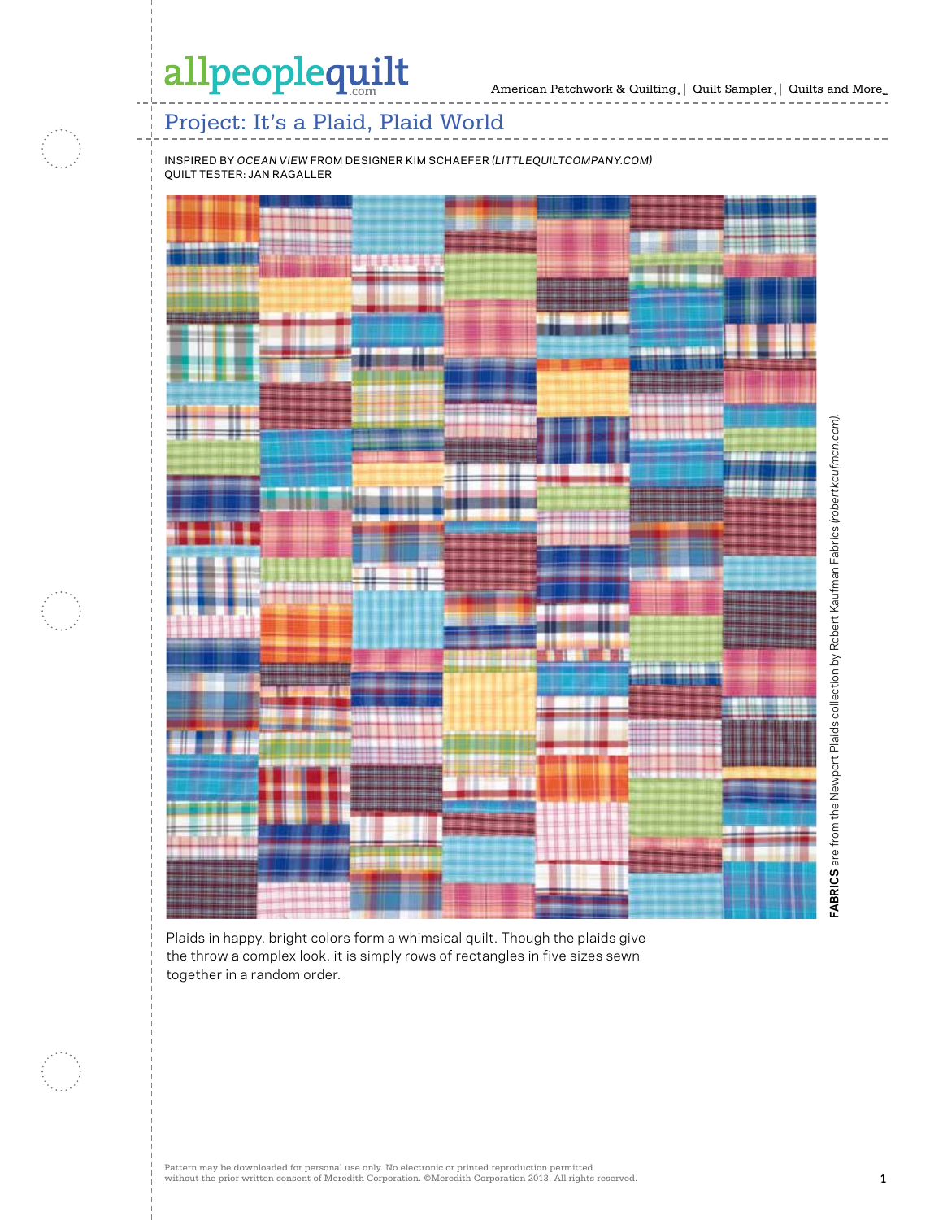# Project: It's a Plaid, Plaid World

INSPIRED BY *OCEAN VIEW* FROM DESIGNER KIM SCHAEFER *(LITTLEQUILTCOMPANY.COM)*
QUILT TESTER: JAN RAGALLER

**FABRICS** are from the Newport Plaids collection by Robert Kaufman Fabrics *(robertkaufman.com)*.

Plaids in happy, bright colors form a whimsical quilt. Though the plaids give the throw a complex look, it is simply rows of rectangles in five sizes sewn together in a random order.

Pattern may be downloaded for personal use only. No electronic or printed reproduction permitted without the prior written consent of Meredith Corporation. ©Meredith Corporation 2013. All rights reserved.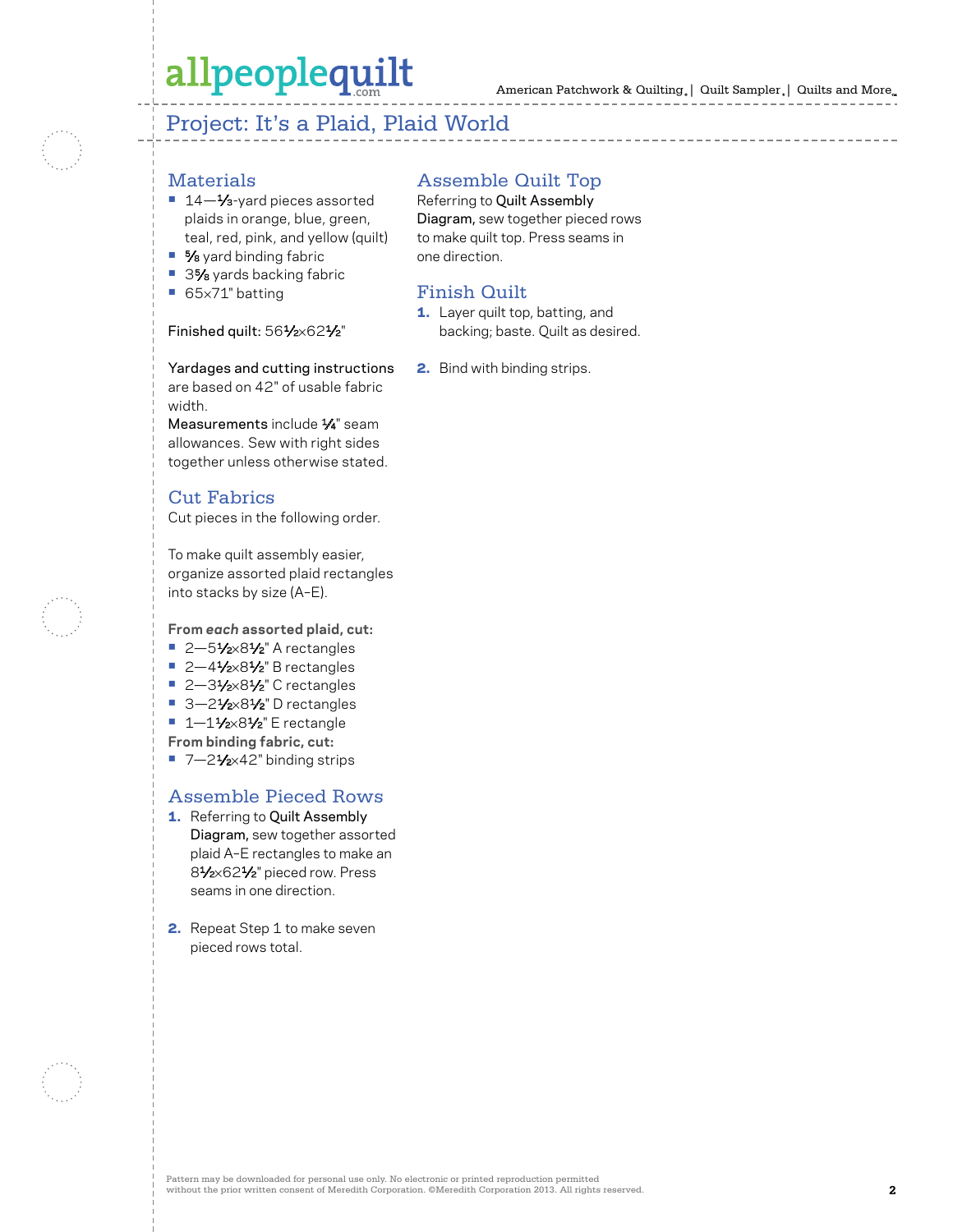## Project: It's a Plaid, Plaid World

### Materials

- 14—⅓-yard pieces assorted plaids in orange, blue, green, teal, red, pink, and yellow (quilt)
- ⅝ yard binding fabric
- 3⅝ yards backing fabric
- 65×71" batting

Finished quilt: 56½×62½"

Yardages and cutting instructions are based on 42" of usable fabric width.

Measurements include ¼" seam allowances. Sew with right sides together unless otherwise stated.

### Cut Fabrics

Cut pieces in the following order.

To make quilt assembly easier, organize assorted plaid rectangles into stacks by size (A–E).

**From *each* assorted plaid, cut:**

- 2—5½×8½" A rectangles
- 2—4½×8½" B rectangles
- 2—3½×8½" C rectangles
- 3—2½×8½" D rectangles
- 1—1½×8½" E rectangle

**From binding fabric, cut:**

- 7—2½×42" binding strips

### Assemble Pieced Rows

1. Referring to Quilt Assembly Diagram, sew together assorted plaid A–E rectangles to make an 8½×62½" pieced row. Press seams in one direction.
2. Repeat Step 1 to make seven pieced rows total.

### Assemble Quilt Top

Referring to Quilt Assembly Diagram, sew together pieced rows to make quilt top. Press seams in one direction.

### Finish Quilt

1. Layer quilt top, batting, and backing; baste. Quilt as desired.
2. Bind with binding strips.

Pattern may be downloaded for personal use only. No electronic or printed reproduction permitted without the prior written consent of Meredith Corporation. ©Meredith Corporation 2013. All rights reserved.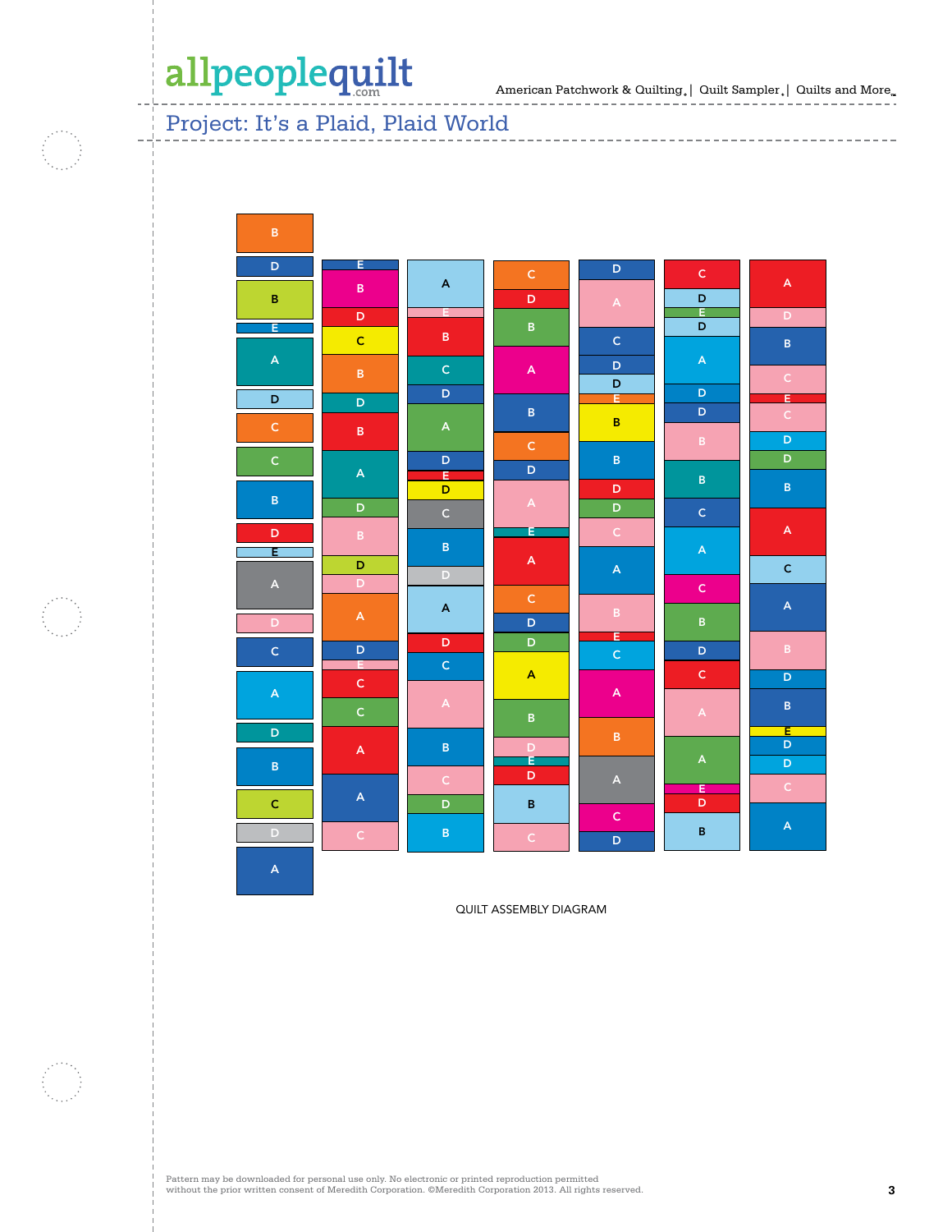Project: It's a Plaid, Plaid World

QUILT ASSEMBLY DIAGRAM

Pattern may be downloaded for personal use only. No electronic or printed reproduction permitted without the prior written consent of Meredith Corporation. ©Meredith Corporation 2013. All rights reserved.